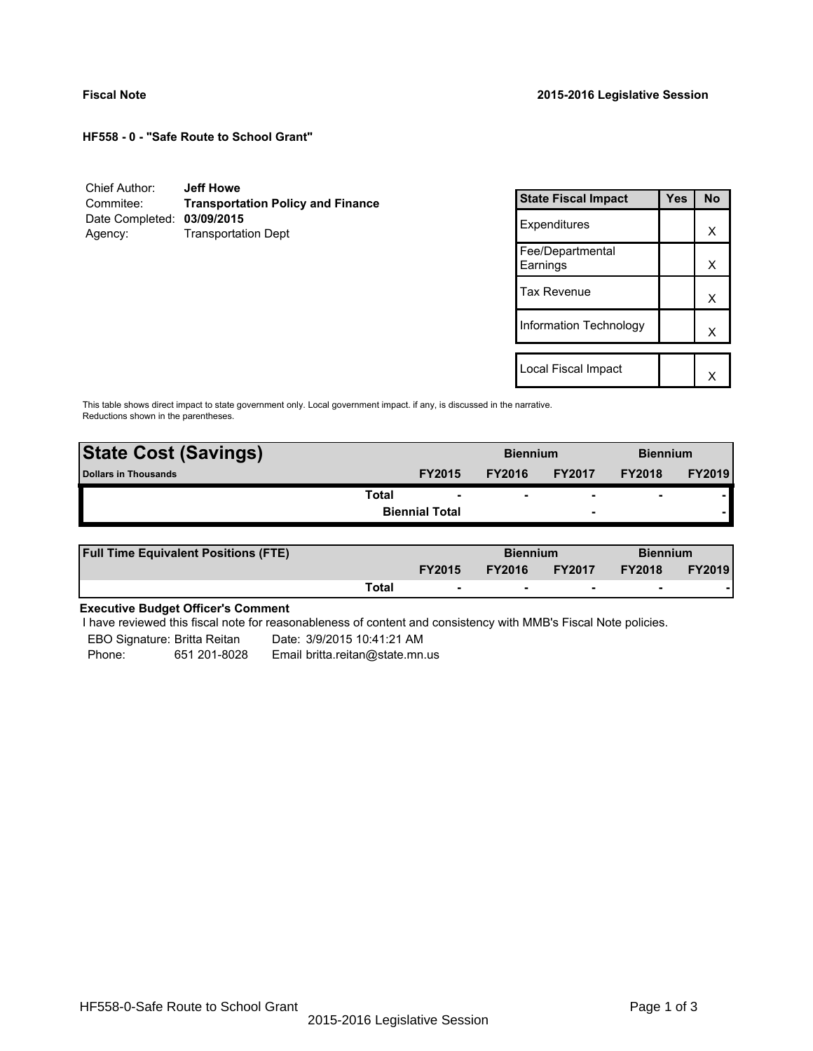**Fiscal Note** **2015-2016 Legislative Session**

**HF558 - 0 - "Safe Route to School Grant"**

Chief Author: **Jeff Howe**
Commitee: **Transportation Policy and Finance**
Date Completed: **03/09/2015**
Agency: Transportation Dept

| State Fiscal Impact | Yes | No |
|---|---|---|
| Expenditures | | X |
| Fee/Departmental Earnings | | X |
| Tax Revenue | | X |
| Information Technology | | X |
| | | |
| Local Fiscal Impact | | X |

This table shows direct impact to state government only. Local government impact. if any, is discussed in the narrative. Reductions shown in the parentheses.

| State Cost (Savings) | | Biennium | | Biennium | |
|---|---|---|---|---|---|
| Dollars in Thousands | FY2015 | FY2016 | FY2017 | FY2018 | FY2019 |
| Total | - | - | - | - | - |
| Biennial Total | | | - | | - |

| Full Time Equivalent Positions (FTE) | | Biennium | | Biennium | |
|---|---|---|---|---|---|
| | FY2015 | FY2016 | FY2017 | FY2018 | FY2019 |
| Total | - | - | - | - | - |

**Executive Budget Officer's Comment**

I have reviewed this fiscal note for reasonableness of content and consistency with MMB's Fiscal Note policies.

EBO Signature: Britta Reitan Date: 3/9/2015 10:41:21 AM
Phone: 651 201-8028 Email britta.reitan@state.mn.us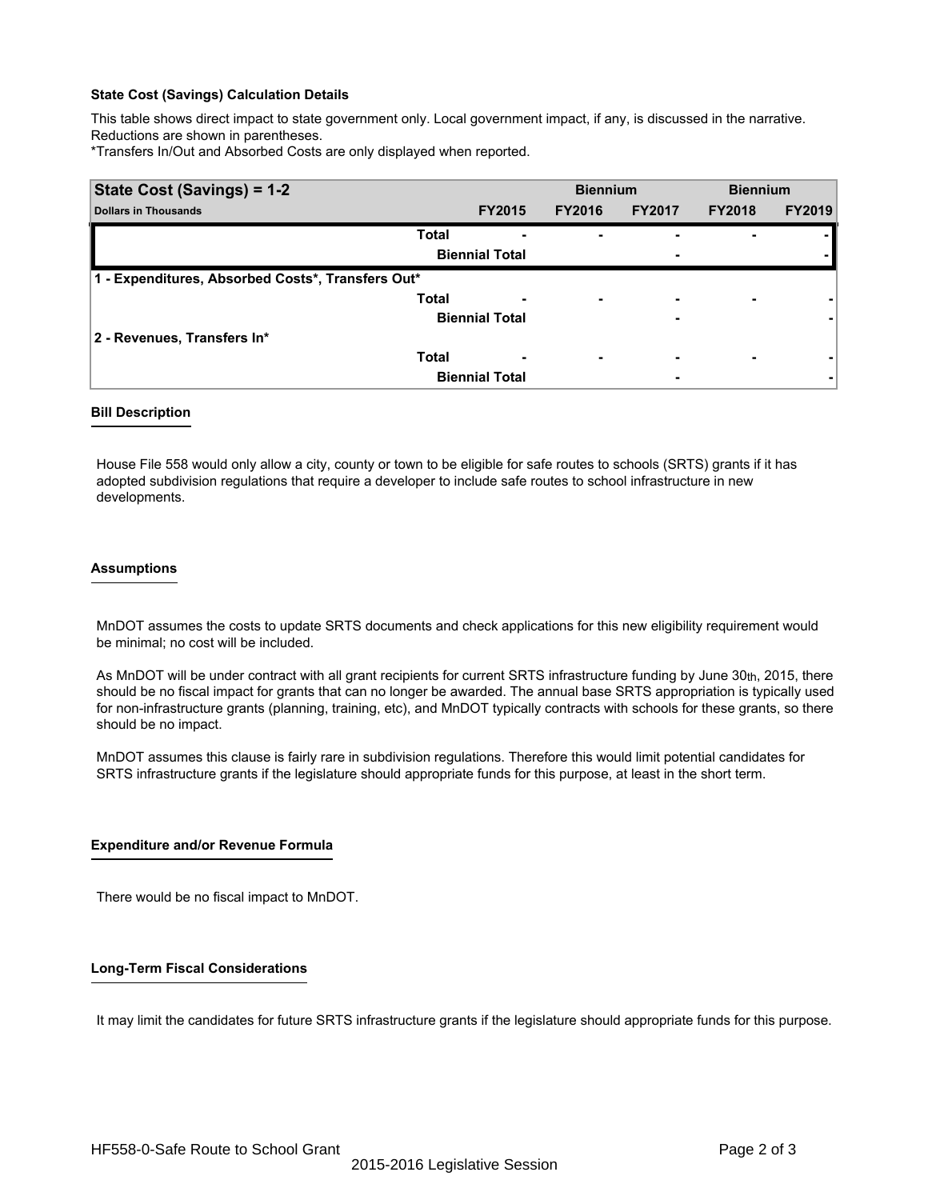**State Cost (Savings) Calculation Details**

This table shows direct impact to state government only. Local government impact, if any, is discussed in the narrative. Reductions are shown in parentheses.

*Transfers In/Out and Absorbed Costs are only displayed when reported.

| State Cost (Savings) = 1-2 | | | Biennium | | Biennium | |
|---|---|---|---|---|---|---|
| Dollars in Thousands | | FY2015 | FY2016 | FY2017 | FY2018 | FY2019 |
| | Total | - | - | - | - | - |
| | Biennial Total | | | - | | - |
| **1 - Expenditures, Absorbed Costs*, Transfers Out*** | | | | | | |
| | Total | - | - | - | - | - |
| | Biennial Total | | | - | | - |
| **2 - Revenues, Transfers In*** | | | | | | |
| | Total | - | - | - | - | - |
| | Biennial Total | | | - | | - |

**Bill Description**

House File 558 would only allow a city, county or town to be eligible for safe routes to schools (SRTS) grants if it has adopted subdivision regulations that require a developer to include safe routes to school infrastructure in new developments.

**Assumptions**

MnDOT assumes the costs to update SRTS documents and check applications for this new eligibility requirement would be minimal; no cost will be included.

As MnDOT will be under contract with all grant recipients for current SRTS infrastructure funding by June 30th, 2015, there should be no fiscal impact for grants that can no longer be awarded. The annual base SRTS appropriation is typically used for non-infrastructure grants (planning, training, etc), and MnDOT typically contracts with schools for these grants, so there should be no impact.

MnDOT assumes this clause is fairly rare in subdivision regulations. Therefore this would limit potential candidates for SRTS infrastructure grants if the legislature should appropriate funds for this purpose, at least in the short term.

**Expenditure and/or Revenue Formula**

There would be no fiscal impact to MnDOT.

**Long-Term Fiscal Considerations**

It may limit the candidates for future SRTS infrastructure grants if the legislature should appropriate funds for this purpose.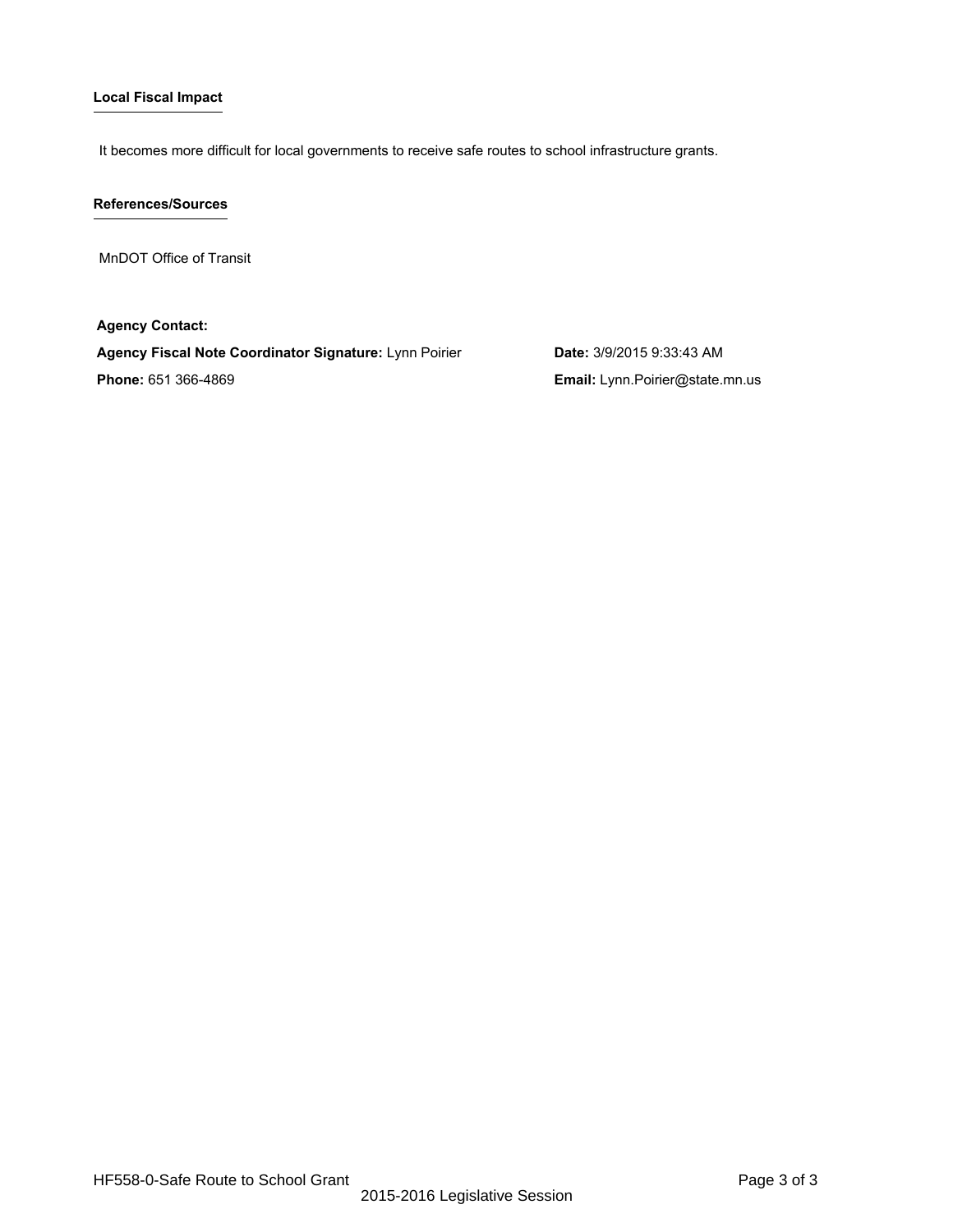### Local Fiscal Impact

It becomes more difficult for local governments to receive safe routes to school infrastructure grants.

### References/Sources

MnDOT Office of Transit

**Agency Contact:**

**Agency Fiscal Note Coordinator Signature:** Lynn Poirier

**Date:** 3/9/2015 9:33:43 AM

**Phone:** 651 366-4869

**Email:** Lynn.Poirier@state.mn.us